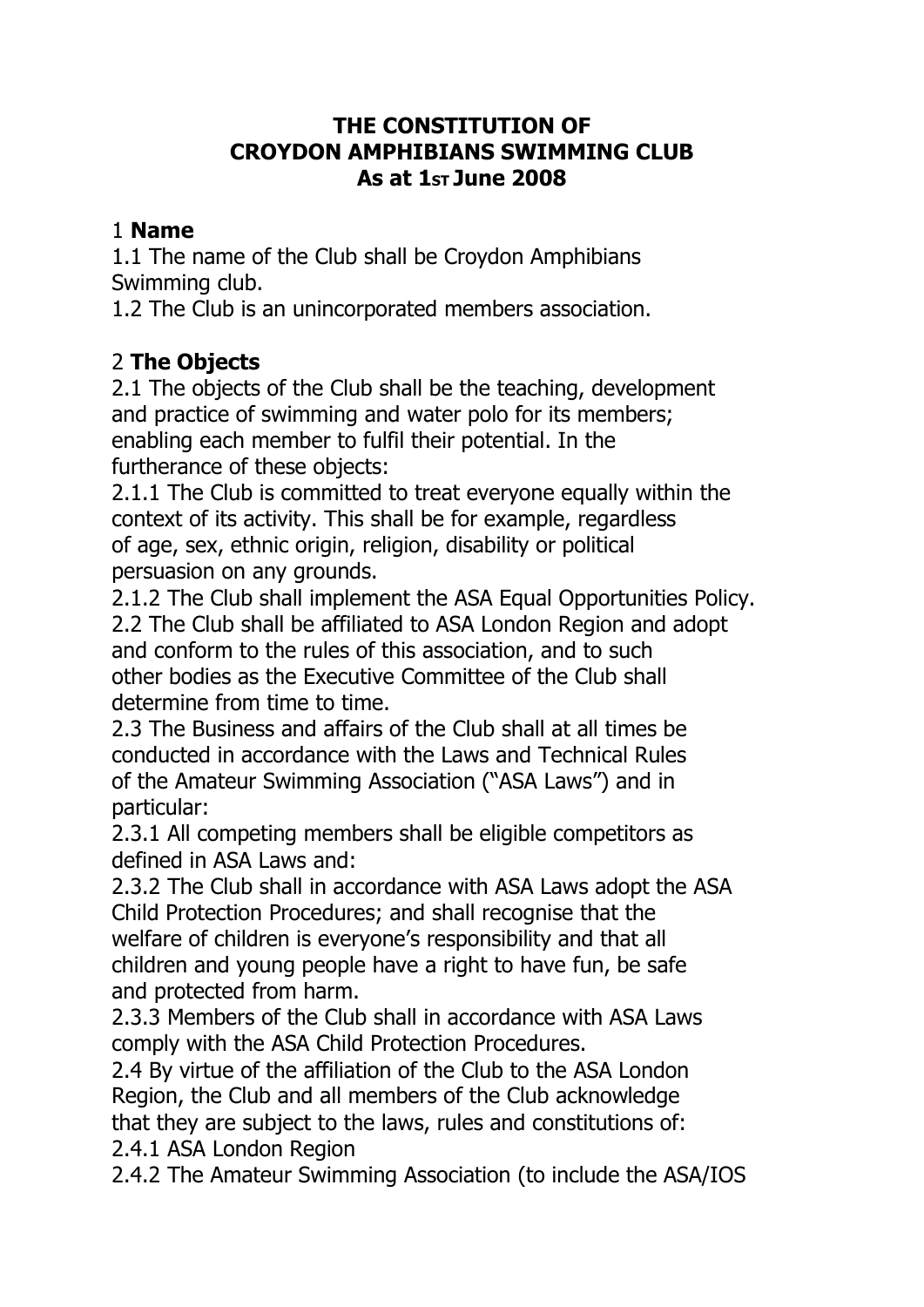# THE CONSTITUTION OF
# CROYDON AMPHIBIANS SWIMMING CLUB
# As at 1st June 2008

## 1 Name

1.1 The name of the Club shall be Croydon Amphibians Swimming club.

1.2 The Club is an unincorporated members association.

## 2 The Objects

2.1 The objects of the Club shall be the teaching, development and practice of swimming and water polo for its members; enabling each member to fulfil their potential. In the furtherance of these objects:

2.1.1 The Club is committed to treat everyone equally within the context of its activity. This shall be for example, regardless of age, sex, ethnic origin, religion, disability or political persuasion on any grounds.

2.1.2 The Club shall implement the ASA Equal Opportunities Policy.

2.2 The Club shall be affiliated to ASA London Region and adopt and conform to the rules of this association, and to such other bodies as the Executive Committee of the Club shall determine from time to time.

2.3 The Business and affairs of the Club shall at all times be conducted in accordance with the Laws and Technical Rules of the Amateur Swimming Association ("ASA Laws") and in particular:

2.3.1 All competing members shall be eligible competitors as defined in ASA Laws and:

2.3.2 The Club shall in accordance with ASA Laws adopt the ASA Child Protection Procedures; and shall recognise that the welfare of children is everyone's responsibility and that all children and young people have a right to have fun, be safe and protected from harm.

2.3.3 Members of the Club shall in accordance with ASA Laws comply with the ASA Child Protection Procedures.

2.4 By virtue of the affiliation of the Club to the ASA London Region, the Club and all members of the Club acknowledge that they are subject to the laws, rules and constitutions of:

2.4.1 ASA London Region

2.4.2 The Amateur Swimming Association (to include the ASA/IOS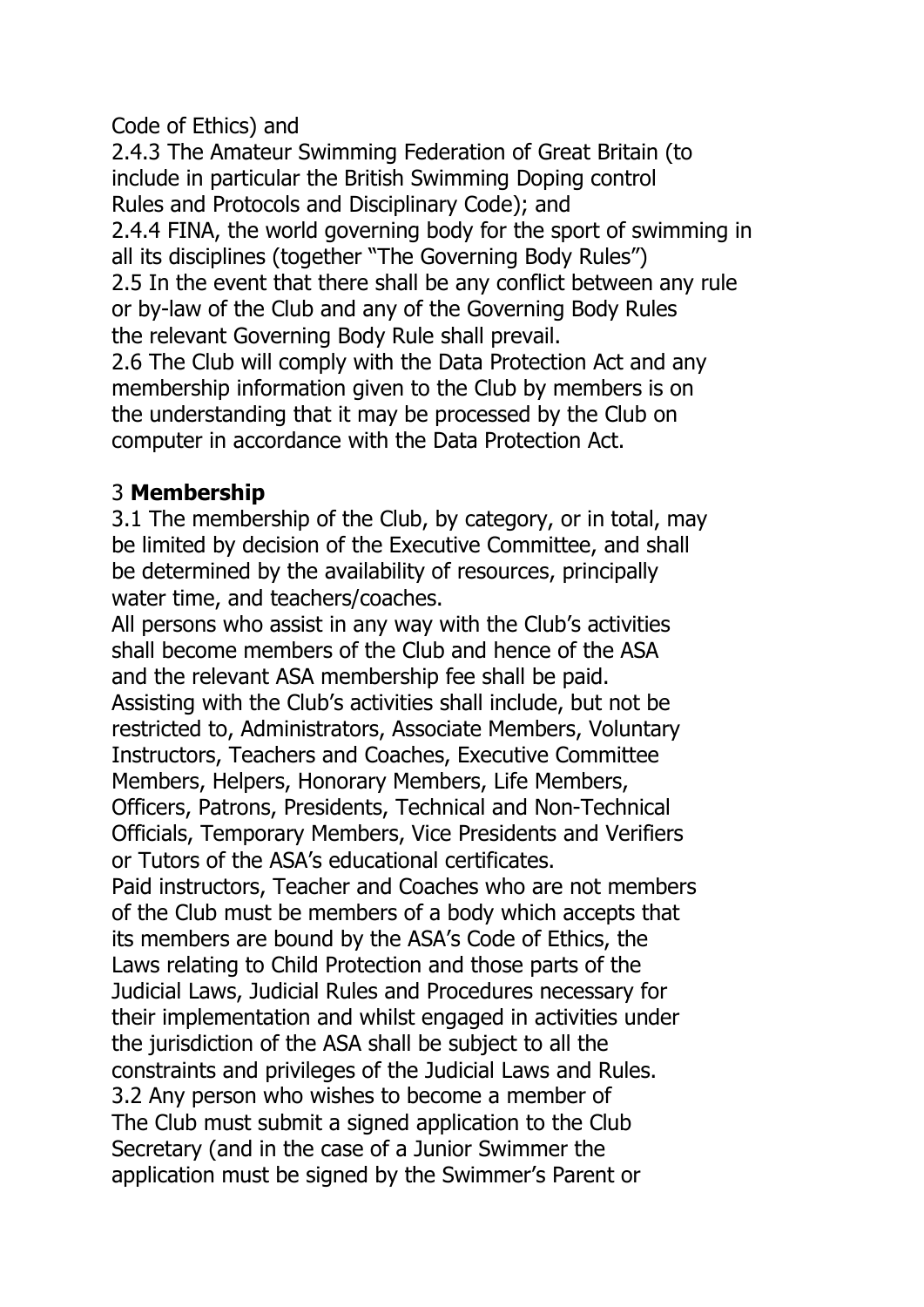Code of Ethics) and

2.4.3 The Amateur Swimming Federation of Great Britain (to include in particular the British Swimming Doping control Rules and Protocols and Disciplinary Code); and

2.4.4 FINA, the world governing body for the sport of swimming in all its disciplines (together "The Governing Body Rules")

2.5 In the event that there shall be any conflict between any rule or by-law of the Club and any of the Governing Body Rules the relevant Governing Body Rule shall prevail.

2.6 The Club will comply with the Data Protection Act and any membership information given to the Club by members is on the understanding that it may be processed by the Club on computer in accordance with the Data Protection Act.

## 3 **Membership**

3.1 The membership of the Club, by category, or in total, may be limited by decision of the Executive Committee, and shall be determined by the availability of resources, principally water time, and teachers/coaches.

All persons who assist in any way with the Club's activities shall become members of the Club and hence of the ASA and the relevant ASA membership fee shall be paid.

Assisting with the Club's activities shall include, but not be restricted to, Administrators, Associate Members, Voluntary Instructors, Teachers and Coaches, Executive Committee Members, Helpers, Honorary Members, Life Members, Officers, Patrons, Presidents, Technical and Non-Technical Officials, Temporary Members, Vice Presidents and Verifiers or Tutors of the ASA's educational certificates.

Paid instructors, Teacher and Coaches who are not members of the Club must be members of a body which accepts that its members are bound by the ASA's Code of Ethics, the Laws relating to Child Protection and those parts of the Judicial Laws, Judicial Rules and Procedures necessary for their implementation and whilst engaged in activities under the jurisdiction of the ASA shall be subject to all the constraints and privileges of the Judicial Laws and Rules.

3.2 Any person who wishes to become a member of The Club must submit a signed application to the Club Secretary (and in the case of a Junior Swimmer the application must be signed by the Swimmer's Parent or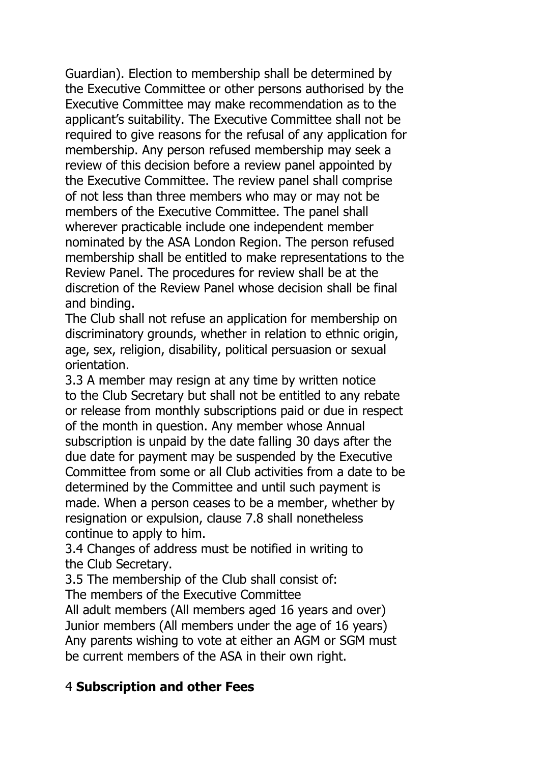Guardian). Election to membership shall be determined by the Executive Committee or other persons authorised by the Executive Committee may make recommendation as to the applicant's suitability. The Executive Committee shall not be required to give reasons for the refusal of any application for membership. Any person refused membership may seek a review of this decision before a review panel appointed by the Executive Committee. The review panel shall comprise of not less than three members who may or may not be members of the Executive Committee. The panel shall wherever practicable include one independent member nominated by the ASA London Region. The person refused membership shall be entitled to make representations to the Review Panel. The procedures for review shall be at the discretion of the Review Panel whose decision shall be final and binding.

The Club shall not refuse an application for membership on discriminatory grounds, whether in relation to ethnic origin, age, sex, religion, disability, political persuasion or sexual orientation.

3.3 A member may resign at any time by written notice to the Club Secretary but shall not be entitled to any rebate or release from monthly subscriptions paid or due in respect of the month in question. Any member whose Annual subscription is unpaid by the date falling 30 days after the due date for payment may be suspended by the Executive Committee from some or all Club activities from a date to be determined by the Committee and until such payment is made. When a person ceases to be a member, whether by resignation or expulsion, clause 7.8 shall nonetheless continue to apply to him.

3.4 Changes of address must be notified in writing to the Club Secretary.

3.5 The membership of the Club shall consist of:

The members of the Executive Committee

All adult members (All members aged 16 years and over)

Junior members (All members under the age of 16 years)

Any parents wishing to vote at either an AGM or SGM must be current members of the ASA in their own right.

## 4 **Subscription and other Fees**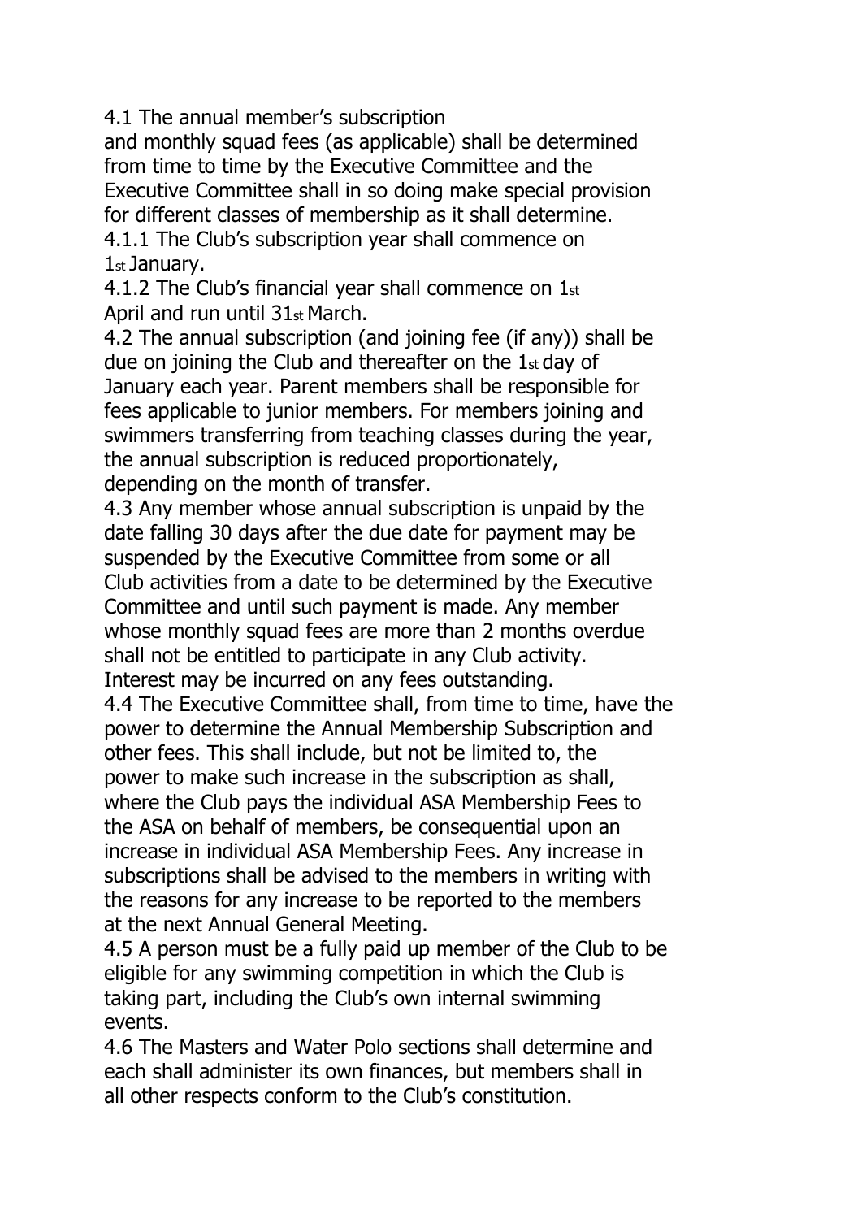4.1 The annual member's subscription and monthly squad fees (as applicable) shall be determined from time to time by the Executive Committee and the Executive Committee shall in so doing make special provision for different classes of membership as it shall determine.

4.1.1 The Club's subscription year shall commence on 1st January.

4.1.2 The Club's financial year shall commence on 1st April and run until 31st March.

4.2 The annual subscription (and joining fee (if any)) shall be due on joining the Club and thereafter on the 1st day of January each year. Parent members shall be responsible for fees applicable to junior members. For members joining and swimmers transferring from teaching classes during the year, the annual subscription is reduced proportionately, depending on the month of transfer.

4.3 Any member whose annual subscription is unpaid by the date falling 30 days after the due date for payment may be suspended by the Executive Committee from some or all Club activities from a date to be determined by the Executive Committee and until such payment is made. Any member whose monthly squad fees are more than 2 months overdue shall not be entitled to participate in any Club activity. Interest may be incurred on any fees outstanding.

4.4 The Executive Committee shall, from time to time, have the power to determine the Annual Membership Subscription and other fees. This shall include, but not be limited to, the power to make such increase in the subscription as shall, where the Club pays the individual ASA Membership Fees to the ASA on behalf of members, be consequential upon an increase in individual ASA Membership Fees. Any increase in subscriptions shall be advised to the members in writing with the reasons for any increase to be reported to the members at the next Annual General Meeting.

4.5 A person must be a fully paid up member of the Club to be eligible for any swimming competition in which the Club is taking part, including the Club's own internal swimming events.

4.6 The Masters and Water Polo sections shall determine and each shall administer its own finances, but members shall in all other respects conform to the Club's constitution.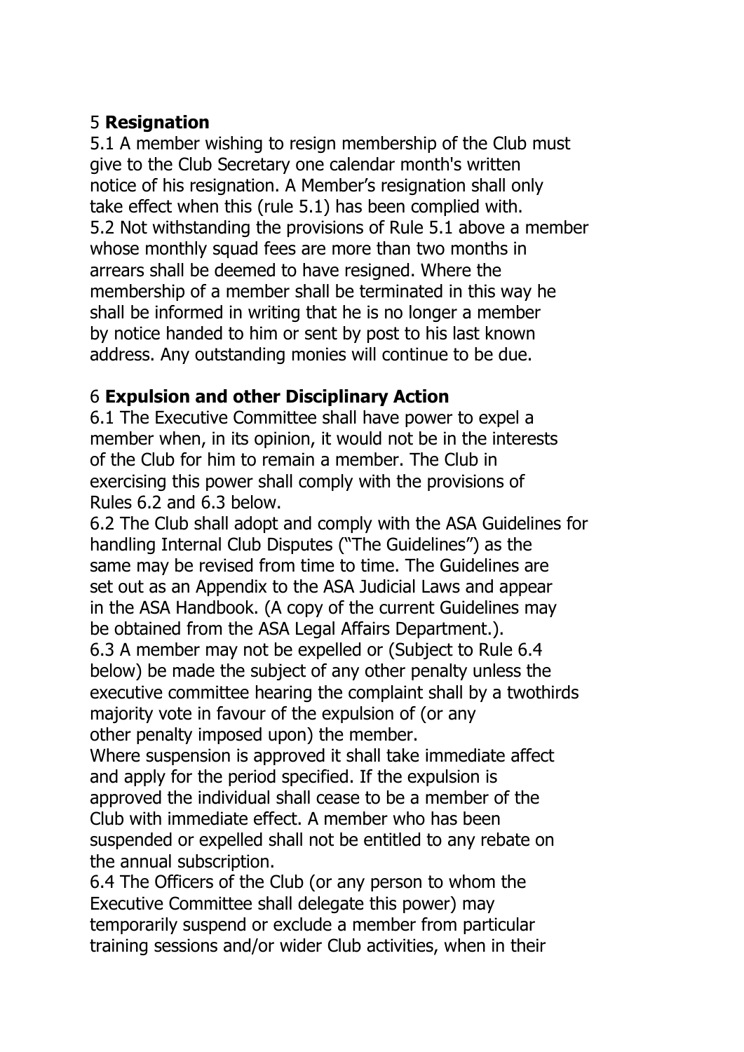## 5 **Resignation**

5.1 A member wishing to resign membership of the Club must give to the Club Secretary one calendar month's written notice of his resignation. A Member's resignation shall only take effect when this (rule 5.1) has been complied with.

5.2 Not withstanding the provisions of Rule 5.1 above a member whose monthly squad fees are more than two months in arrears shall be deemed to have resigned. Where the membership of a member shall be terminated in this way he shall be informed in writing that he is no longer a member by notice handed to him or sent by post to his last known address. Any outstanding monies will continue to be due.

## 6 **Expulsion and other Disciplinary Action**

6.1 The Executive Committee shall have power to expel a member when, in its opinion, it would not be in the interests of the Club for him to remain a member. The Club in exercising this power shall comply with the provisions of Rules 6.2 and 6.3 below.

6.2 The Club shall adopt and comply with the ASA Guidelines for handling Internal Club Disputes ("The Guidelines") as the same may be revised from time to time. The Guidelines are set out as an Appendix to the ASA Judicial Laws and appear in the ASA Handbook. (A copy of the current Guidelines may be obtained from the ASA Legal Affairs Department.).

6.3 A member may not be expelled or (Subject to Rule 6.4 below) be made the subject of any other penalty unless the executive committee hearing the complaint shall by a twothirds majority vote in favour of the expulsion of (or any other penalty imposed upon) the member.

Where suspension is approved it shall take immediate affect and apply for the period specified. If the expulsion is approved the individual shall cease to be a member of the Club with immediate effect. A member who has been suspended or expelled shall not be entitled to any rebate on the annual subscription.

6.4 The Officers of the Club (or any person to whom the Executive Committee shall delegate this power) may temporarily suspend or exclude a member from particular training sessions and/or wider Club activities, when in their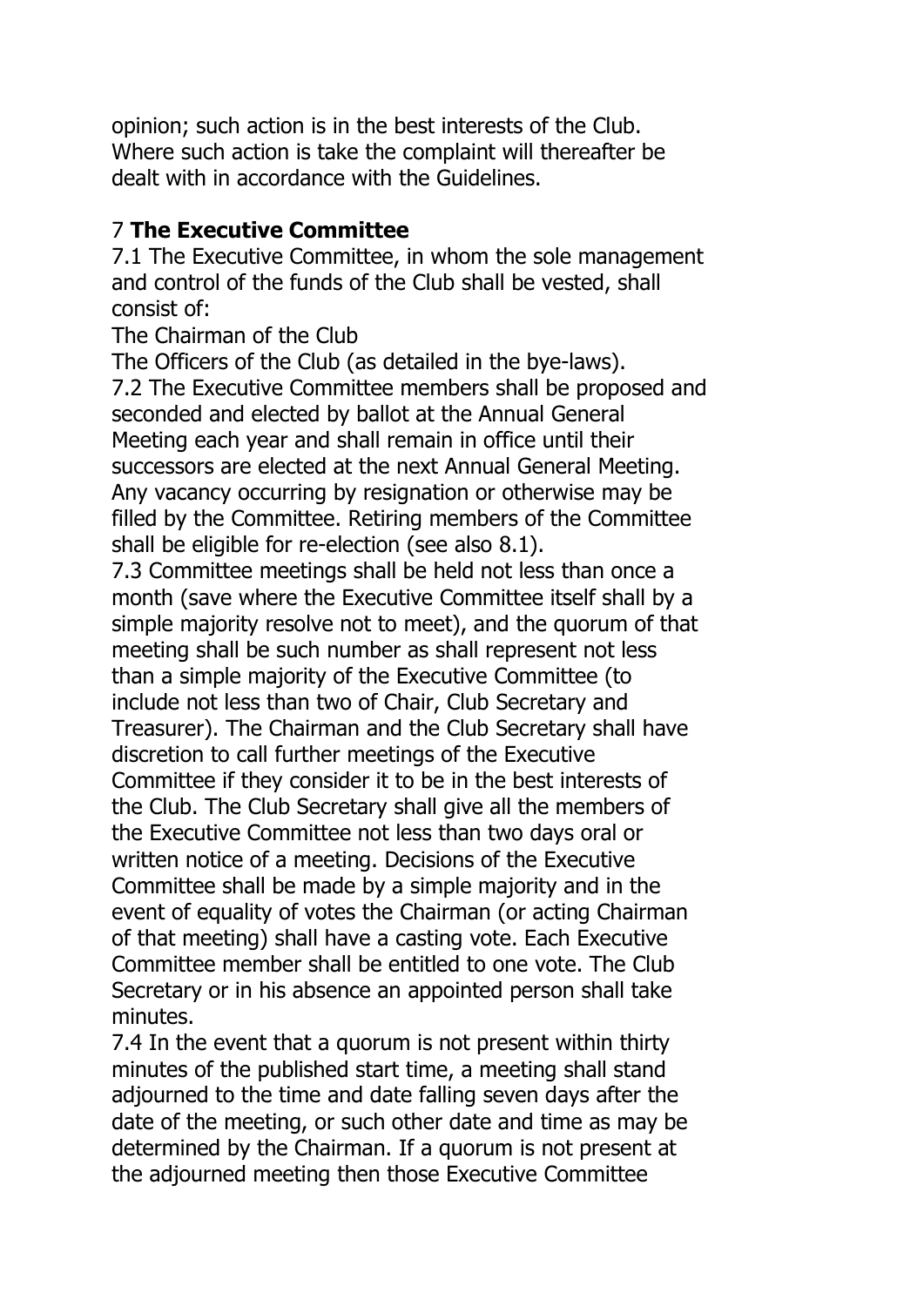opinion; such action is in the best interests of the Club. Where such action is take the complaint will thereafter be dealt with in accordance with the Guidelines.

## 7 **The Executive Committee**

7.1 The Executive Committee, in whom the sole management and control of the funds of the Club shall be vested, shall consist of:

The Chairman of the Club

The Officers of the Club (as detailed in the bye-laws).

7.2 The Executive Committee members shall be proposed and seconded and elected by ballot at the Annual General Meeting each year and shall remain in office until their successors are elected at the next Annual General Meeting. Any vacancy occurring by resignation or otherwise may be filled by the Committee. Retiring members of the Committee shall be eligible for re-election (see also 8.1).

7.3 Committee meetings shall be held not less than once a month (save where the Executive Committee itself shall by a simple majority resolve not to meet), and the quorum of that meeting shall be such number as shall represent not less than a simple majority of the Executive Committee (to include not less than two of Chair, Club Secretary and Treasurer). The Chairman and the Club Secretary shall have discretion to call further meetings of the Executive Committee if they consider it to be in the best interests of the Club. The Club Secretary shall give all the members of the Executive Committee not less than two days oral or written notice of a meeting. Decisions of the Executive Committee shall be made by a simple majority and in the event of equality of votes the Chairman (or acting Chairman of that meeting) shall have a casting vote. Each Executive Committee member shall be entitled to one vote. The Club Secretary or in his absence an appointed person shall take minutes.

7.4 In the event that a quorum is not present within thirty minutes of the published start time, a meeting shall stand adjourned to the time and date falling seven days after the date of the meeting, or such other date and time as may be determined by the Chairman. If a quorum is not present at the adjourned meeting then those Executive Committee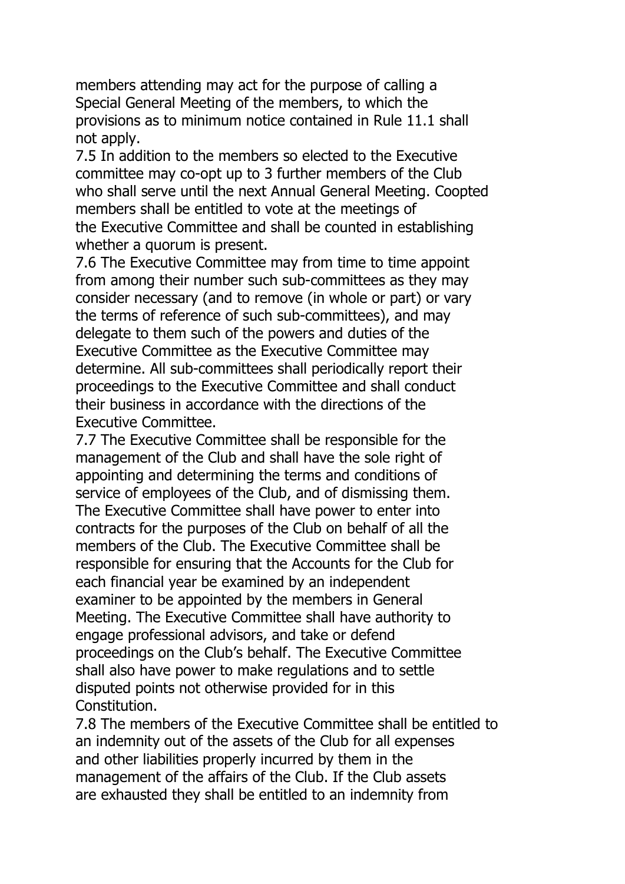members attending may act for the purpose of calling a Special General Meeting of the members, to which the provisions as to minimum notice contained in Rule 11.1 shall not apply.

7.5 In addition to the members so elected to the Executive committee may co-opt up to 3 further members of the Club who shall serve until the next Annual General Meeting. Coopted members shall be entitled to vote at the meetings of the Executive Committee and shall be counted in establishing whether a quorum is present.

7.6 The Executive Committee may from time to time appoint from among their number such sub-committees as they may consider necessary (and to remove (in whole or part) or vary the terms of reference of such sub-committees), and may delegate to them such of the powers and duties of the Executive Committee as the Executive Committee may determine. All sub-committees shall periodically report their proceedings to the Executive Committee and shall conduct their business in accordance with the directions of the Executive Committee.

7.7 The Executive Committee shall be responsible for the management of the Club and shall have the sole right of appointing and determining the terms and conditions of service of employees of the Club, and of dismissing them. The Executive Committee shall have power to enter into contracts for the purposes of the Club on behalf of all the members of the Club. The Executive Committee shall be responsible for ensuring that the Accounts for the Club for each financial year be examined by an independent examiner to be appointed by the members in General Meeting. The Executive Committee shall have authority to engage professional advisors, and take or defend proceedings on the Club's behalf. The Executive Committee shall also have power to make regulations and to settle disputed points not otherwise provided for in this Constitution.

7.8 The members of the Executive Committee shall be entitled to an indemnity out of the assets of the Club for all expenses and other liabilities properly incurred by them in the management of the affairs of the Club. If the Club assets are exhausted they shall be entitled to an indemnity from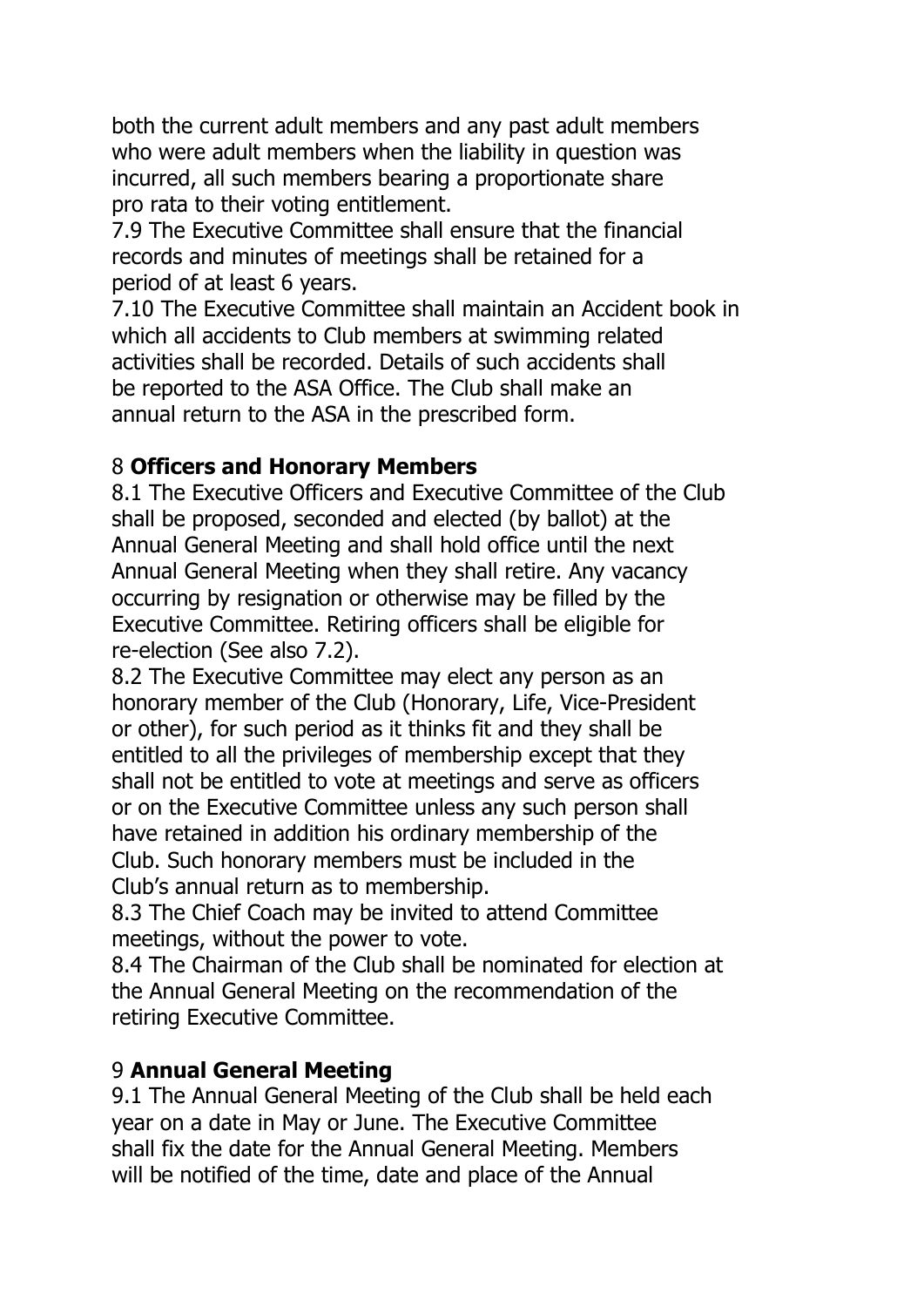both the current adult members and any past adult members who were adult members when the liability in question was incurred, all such members bearing a proportionate share pro rata to their voting entitlement.

7.9 The Executive Committee shall ensure that the financial records and minutes of meetings shall be retained for a period of at least 6 years.

7.10 The Executive Committee shall maintain an Accident book in which all accidents to Club members at swimming related activities shall be recorded. Details of such accidents shall be reported to the ASA Office. The Club shall make an annual return to the ASA in the prescribed form.

## 8 **Officers and Honorary Members**

8.1 The Executive Officers and Executive Committee of the Club shall be proposed, seconded and elected (by ballot) at the Annual General Meeting and shall hold office until the next Annual General Meeting when they shall retire. Any vacancy occurring by resignation or otherwise may be filled by the Executive Committee. Retiring officers shall be eligible for re-election (See also 7.2).

8.2 The Executive Committee may elect any person as an honorary member of the Club (Honorary, Life, Vice-President or other), for such period as it thinks fit and they shall be entitled to all the privileges of membership except that they shall not be entitled to vote at meetings and serve as officers or on the Executive Committee unless any such person shall have retained in addition his ordinary membership of the Club. Such honorary members must be included in the Club's annual return as to membership.

8.3 The Chief Coach may be invited to attend Committee meetings, without the power to vote.

8.4 The Chairman of the Club shall be nominated for election at the Annual General Meeting on the recommendation of the retiring Executive Committee.

## 9 **Annual General Meeting**

9.1 The Annual General Meeting of the Club shall be held each year on a date in May or June. The Executive Committee shall fix the date for the Annual General Meeting. Members will be notified of the time, date and place of the Annual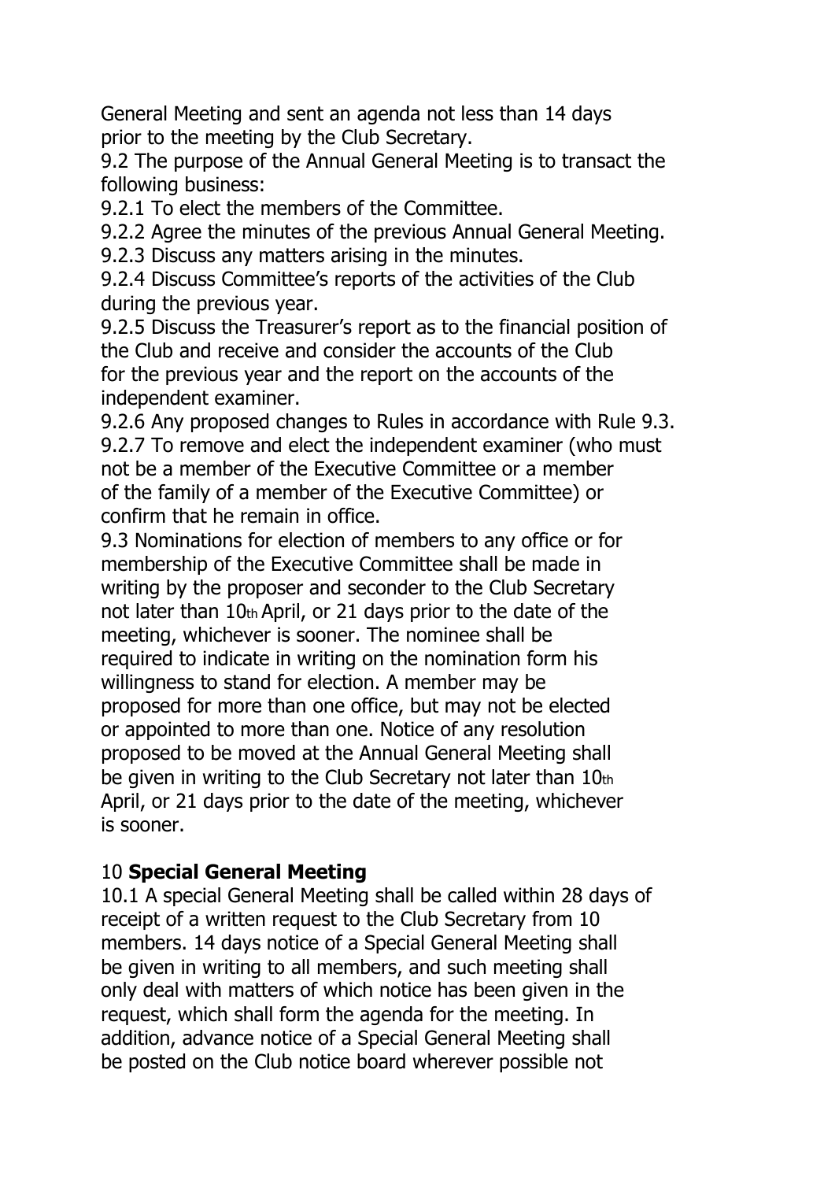General Meeting and sent an agenda not less than 14 days prior to the meeting by the Club Secretary.

9.2 The purpose of the Annual General Meeting is to transact the following business:

9.2.1 To elect the members of the Committee.

9.2.2 Agree the minutes of the previous Annual General Meeting.

9.2.3 Discuss any matters arising in the minutes.

9.2.4 Discuss Committee's reports of the activities of the Club during the previous year.

9.2.5 Discuss the Treasurer's report as to the financial position of the Club and receive and consider the accounts of the Club for the previous year and the report on the accounts of the independent examiner.

9.2.6 Any proposed changes to Rules in accordance with Rule 9.3.

9.2.7 To remove and elect the independent examiner (who must not be a member of the Executive Committee or a member of the family of a member of the Executive Committee) or confirm that he remain in office.

9.3 Nominations for election of members to any office or for membership of the Executive Committee shall be made in writing by the proposer and seconder to the Club Secretary not later than 10th April, or 21 days prior to the date of the meeting, whichever is sooner. The nominee shall be required to indicate in writing on the nomination form his willingness to stand for election. A member may be proposed for more than one office, but may not be elected or appointed to more than one. Notice of any resolution proposed to be moved at the Annual General Meeting shall be given in writing to the Club Secretary not later than 10th April, or 21 days prior to the date of the meeting, whichever is sooner.

## 10 **Special General Meeting**

10.1 A special General Meeting shall be called within 28 days of receipt of a written request to the Club Secretary from 10 members. 14 days notice of a Special General Meeting shall be given in writing to all members, and such meeting shall only deal with matters of which notice has been given in the request, which shall form the agenda for the meeting. In addition, advance notice of a Special General Meeting shall be posted on the Club notice board wherever possible not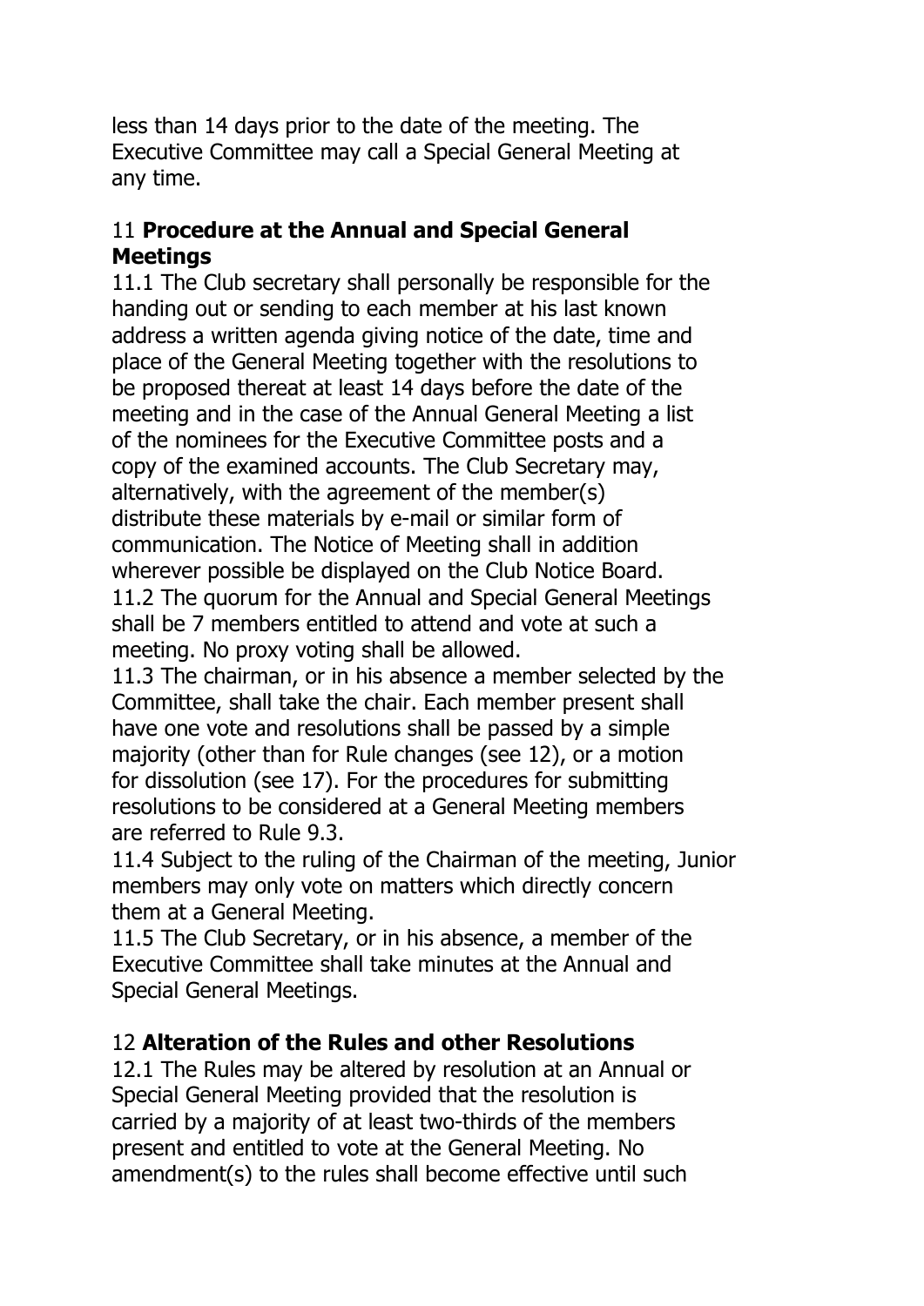less than 14 days prior to the date of the meeting. The Executive Committee may call a Special General Meeting at any time.

## 11 **Procedure at the Annual and Special General Meetings**

11.1 The Club secretary shall personally be responsible for the handing out or sending to each member at his last known address a written agenda giving notice of the date, time and place of the General Meeting together with the resolutions to be proposed thereat at least 14 days before the date of the meeting and in the case of the Annual General Meeting a list of the nominees for the Executive Committee posts and a copy of the examined accounts. The Club Secretary may, alternatively, with the agreement of the member(s) distribute these materials by e-mail or similar form of communication. The Notice of Meeting shall in addition wherever possible be displayed on the Club Notice Board.

11.2 The quorum for the Annual and Special General Meetings shall be 7 members entitled to attend and vote at such a meeting. No proxy voting shall be allowed.

11.3 The chairman, or in his absence a member selected by the Committee, shall take the chair. Each member present shall have one vote and resolutions shall be passed by a simple majority (other than for Rule changes (see 12), or a motion for dissolution (see 17). For the procedures for submitting resolutions to be considered at a General Meeting members are referred to Rule 9.3.

11.4 Subject to the ruling of the Chairman of the meeting, Junior members may only vote on matters which directly concern them at a General Meeting.

11.5 The Club Secretary, or in his absence, a member of the Executive Committee shall take minutes at the Annual and Special General Meetings.

## 12 **Alteration of the Rules and other Resolutions**

12.1 The Rules may be altered by resolution at an Annual or Special General Meeting provided that the resolution is carried by a majority of at least two-thirds of the members present and entitled to vote at the General Meeting. No amendment(s) to the rules shall become effective until such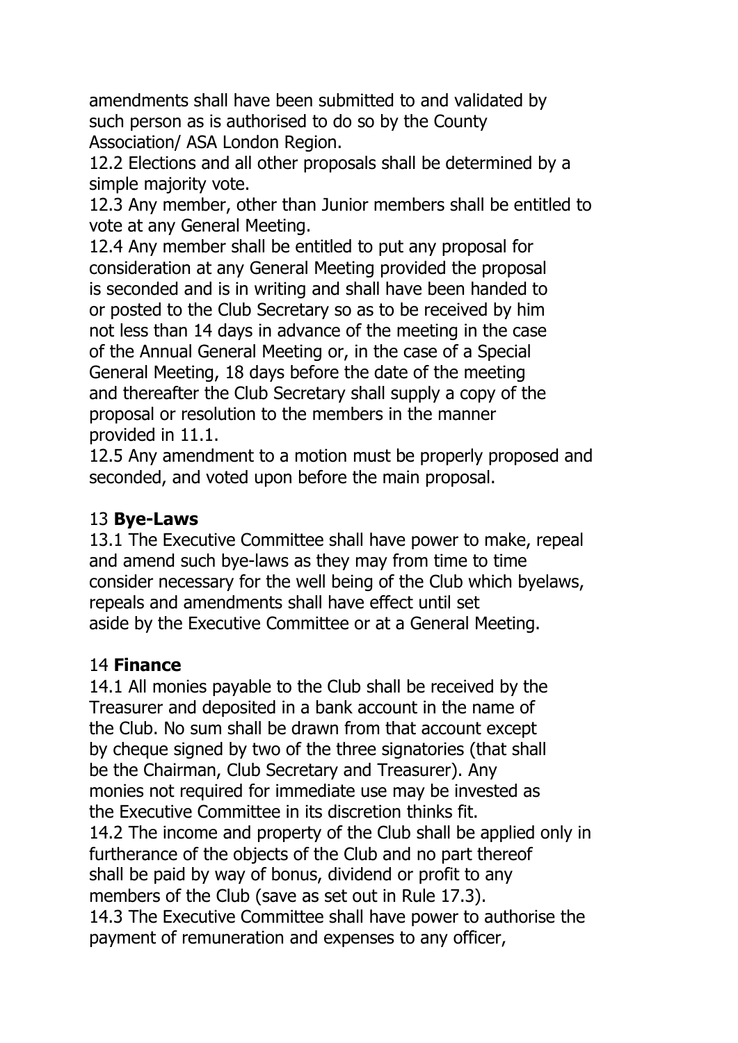amendments shall have been submitted to and validated by such person as is authorised to do so by the County Association/ ASA London Region.

12.2 Elections and all other proposals shall be determined by a simple majority vote.

12.3 Any member, other than Junior members shall be entitled to vote at any General Meeting.

12.4 Any member shall be entitled to put any proposal for consideration at any General Meeting provided the proposal is seconded and is in writing and shall have been handed to or posted to the Club Secretary so as to be received by him not less than 14 days in advance of the meeting in the case of the Annual General Meeting or, in the case of a Special General Meeting, 18 days before the date of the meeting and thereafter the Club Secretary shall supply a copy of the proposal or resolution to the members in the manner provided in 11.1.

12.5 Any amendment to a motion must be properly proposed and seconded, and voted upon before the main proposal.

## 13 **Bye-Laws**

13.1 The Executive Committee shall have power to make, repeal and amend such bye-laws as they may from time to time consider necessary for the well being of the Club which byelaws, repeals and amendments shall have effect until set aside by the Executive Committee or at a General Meeting.

## 14 **Finance**

14.1 All monies payable to the Club shall be received by the Treasurer and deposited in a bank account in the name of the Club. No sum shall be drawn from that account except by cheque signed by two of the three signatories (that shall be the Chairman, Club Secretary and Treasurer). Any monies not required for immediate use may be invested as the Executive Committee in its discretion thinks fit.

14.2 The income and property of the Club shall be applied only in furtherance of the objects of the Club and no part thereof shall be paid by way of bonus, dividend or profit to any members of the Club (save as set out in Rule 17.3).

14.3 The Executive Committee shall have power to authorise the payment of remuneration and expenses to any officer,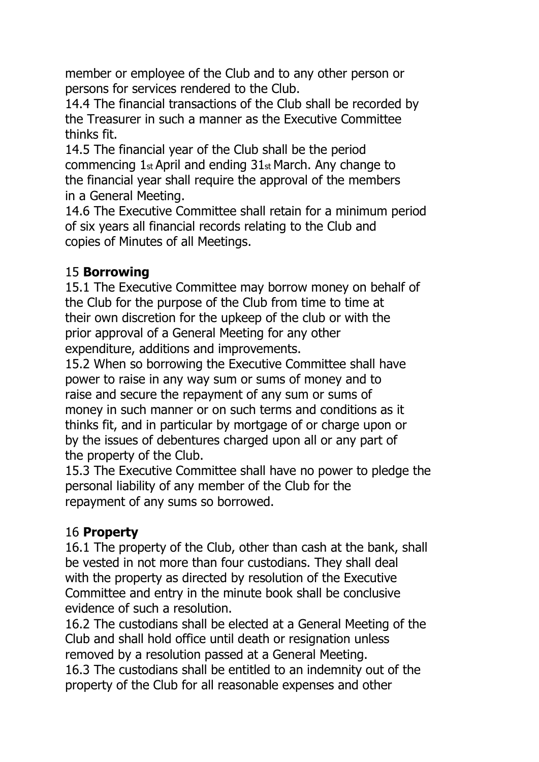member or employee of the Club and to any other person or persons for services rendered to the Club.

14.4 The financial transactions of the Club shall be recorded by the Treasurer in such a manner as the Executive Committee thinks fit.

14.5 The financial year of the Club shall be the period commencing 1st April and ending 31st March. Any change to the financial year shall require the approval of the members in a General Meeting.

14.6 The Executive Committee shall retain for a minimum period of six years all financial records relating to the Club and copies of Minutes of all Meetings.

## 15 **Borrowing**

15.1 The Executive Committee may borrow money on behalf of the Club for the purpose of the Club from time to time at their own discretion for the upkeep of the club or with the prior approval of a General Meeting for any other expenditure, additions and improvements.

15.2 When so borrowing the Executive Committee shall have power to raise in any way sum or sums of money and to raise and secure the repayment of any sum or sums of money in such manner or on such terms and conditions as it thinks fit, and in particular by mortgage of or charge upon or by the issues of debentures charged upon all or any part of the property of the Club.

15.3 The Executive Committee shall have no power to pledge the personal liability of any member of the Club for the repayment of any sums so borrowed.

## 16 **Property**

16.1 The property of the Club, other than cash at the bank, shall be vested in not more than four custodians. They shall deal with the property as directed by resolution of the Executive Committee and entry in the minute book shall be conclusive evidence of such a resolution.

16.2 The custodians shall be elected at a General Meeting of the Club and shall hold office until death or resignation unless removed by a resolution passed at a General Meeting.

16.3 The custodians shall be entitled to an indemnity out of the property of the Club for all reasonable expenses and other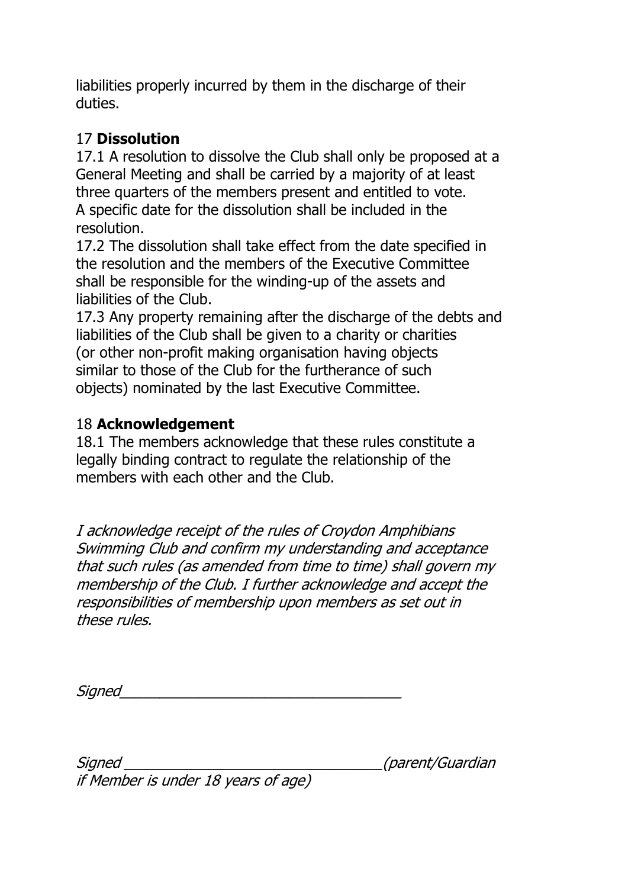liabilities properly incurred by them in the discharge of their duties.

## 17 **Dissolution**

17.1 A resolution to dissolve the Club shall only be proposed at a General Meeting and shall be carried by a majority of at least three quarters of the members present and entitled to vote. A specific date for the dissolution shall be included in the resolution.

17.2 The dissolution shall take effect from the date specified in the resolution and the members of the Executive Committee shall be responsible for the winding-up of the assets and liabilities of the Club.

17.3 Any property remaining after the discharge of the debts and liabilities of the Club shall be given to a charity or charities (or other non-profit making organisation having objects similar to those of the Club for the furtherance of such objects) nominated by the last Executive Committee.

## 18 **Acknowledgement**

18.1 The members acknowledge that these rules constitute a legally binding contract to regulate the relationship of the members with each other and the Club.

*I acknowledge receipt of the rules of Croydon Amphibians Swimming Club and confirm my understanding and acceptance that such rules (as amended from time to time) shall govern my membership of the Club. I further acknowledge and accept the responsibilities of membership upon members as set out in these rules.*

*Signed*___________________________________

*Signed* ________________________________*(parent/Guardian if Member is under 18 years of age)*